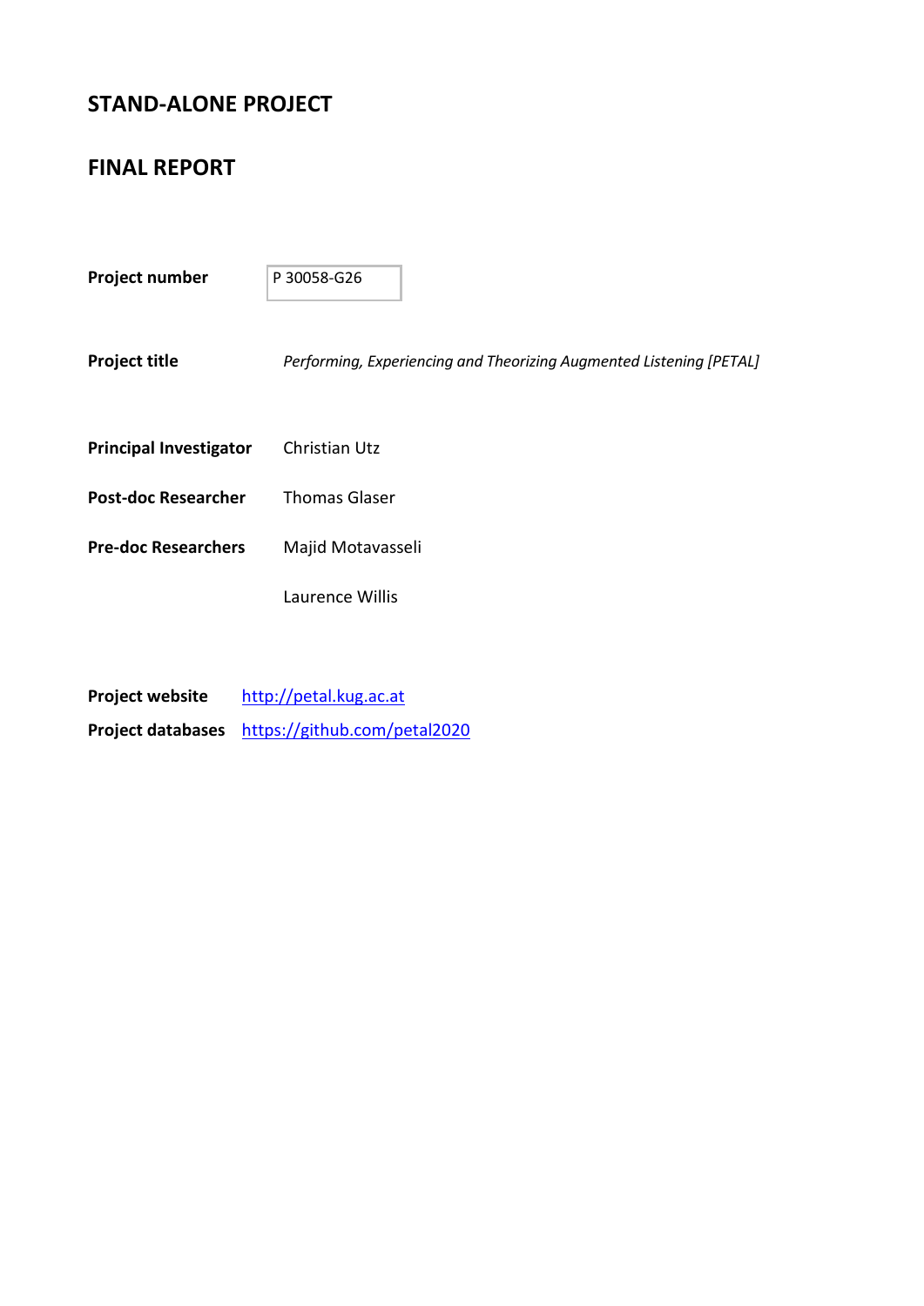# STAND-ALONE PROJECT

# FINAL REPORT

**Project number** P 30058-G26

**Project title** *Performing, Experiencing and Theorizing Augmented Listening [PETAL]*

**Principal Investigator** Christian Utz

**Post-doc Researcher** Thomas Glaser

**Pre-doc Researchers** Majid Motavasseli

Laurence Willis

**Project website** [http://petal.kug.ac.at](http://petal.kug.ac.at)

**Project databases** [https://github.com/petal2020](https://github.com/petal2020)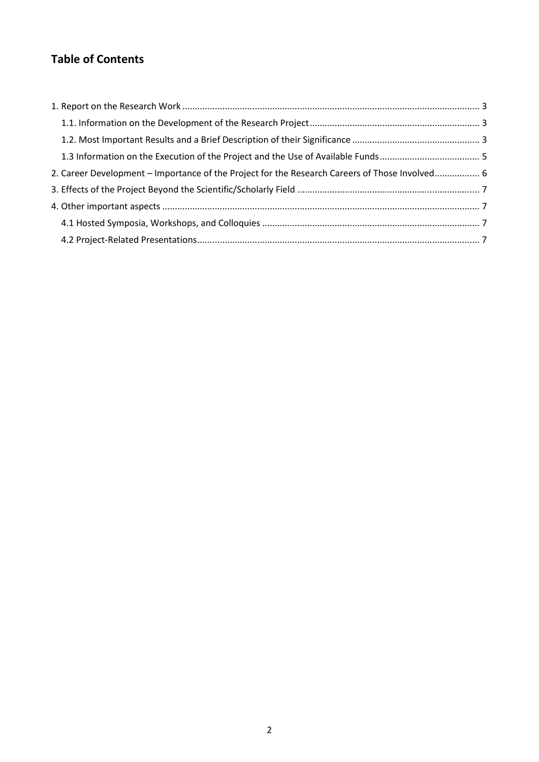## Table of Contents

1. Report on the Research Work ........................................................................................................ 3
   1.1. Information on the Development of the Research Project ...................................................... 3
   1.2. Most Important Results and a Brief Description of their Significance ....................................... 3
   1.3 Information on the Execution of the Project and the Use of Available Funds ............................ 5
2. Career Development – Importance of the Project for the Research Careers of Those Involved.................. 6
3. Effects of the Project Beyond the Scientific/Scholarly Field ............................................................ 7
4. Other important aspects ............................................................................................................... 7
   4.1 Hosted Symposia, Workshops, and Colloquies ......................................................................... 7
   4.2 Project-Related Presentations .................................................................................................. 7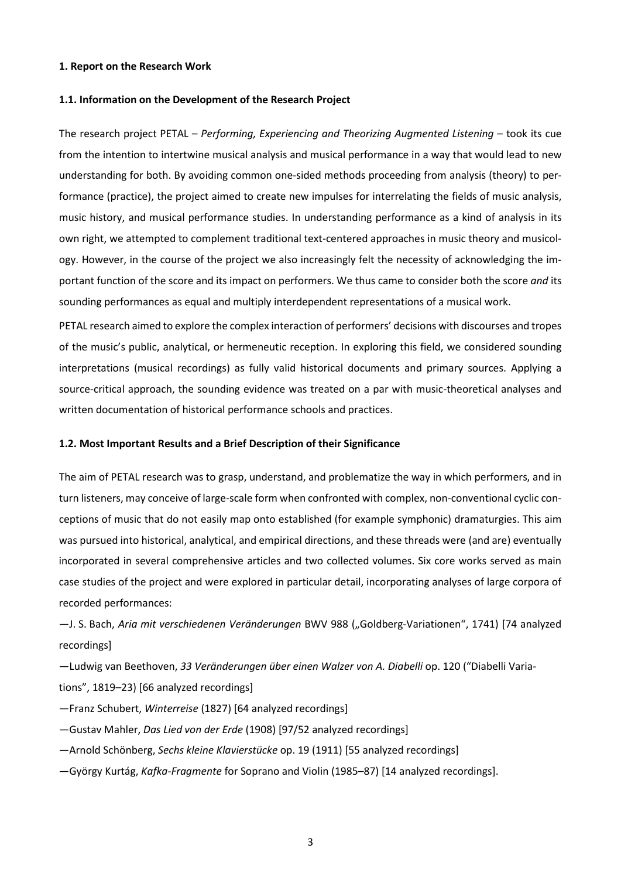#### 1. Report on the Research Work

#### 1.1. Information on the Development of the Research Project

The research project PETAL – *Performing, Experiencing and Theorizing Augmented Listening* – took its cue from the intention to intertwine musical analysis and musical performance in a way that would lead to new understanding for both. By avoiding common one-sided methods proceeding from analysis (theory) to performance (practice), the project aimed to create new impulses for interrelating the fields of music analysis, music history, and musical performance studies. In understanding performance as a kind of analysis in its own right, we attempted to complement traditional text-centered approaches in music theory and musicology. However, in the course of the project we also increasingly felt the necessity of acknowledging the important function of the score and its impact on performers. We thus came to consider both the score *and* its sounding performances as equal and multiply interdependent representations of a musical work.

PETAL research aimed to explore the complex interaction of performers' decisions with discourses and tropes of the music's public, analytical, or hermeneutic reception. In exploring this field, we considered sounding interpretations (musical recordings) as fully valid historical documents and primary sources. Applying a source-critical approach, the sounding evidence was treated on a par with music-theoretical analyses and written documentation of historical performance schools and practices.

#### 1.2. Most Important Results and a Brief Description of their Significance

The aim of PETAL research was to grasp, understand, and problematize the way in which performers, and in turn listeners, may conceive of large-scale form when confronted with complex, non-conventional cyclic conceptions of music that do not easily map onto established (for example symphonic) dramaturgies. This aim was pursued into historical, analytical, and empirical directions, and these threads were (and are) eventually incorporated in several comprehensive articles and two collected volumes. Six core works served as main case studies of the project and were explored in particular detail, incorporating analyses of large corpora of recorded performances:

—J. S. Bach, *Aria mit verschiedenen Veränderungen* BWV 988 („Goldberg-Variationen“, 1741) [74 analyzed recordings]

—Ludwig van Beethoven, *33 Veränderungen über einen Walzer von A. Diabelli* op. 120 ("Diabelli Variations", 1819–23) [66 analyzed recordings]

—Franz Schubert, *Winterreise* (1827) [64 analyzed recordings]

—Gustav Mahler, *Das Lied von der Erde* (1908) [97/52 analyzed recordings]

—Arnold Schönberg, *Sechs kleine Klavierstücke* op. 19 (1911) [55 analyzed recordings]

—György Kurtág, *Kafka-Fragmente* for Soprano and Violin (1985–87) [14 analyzed recordings].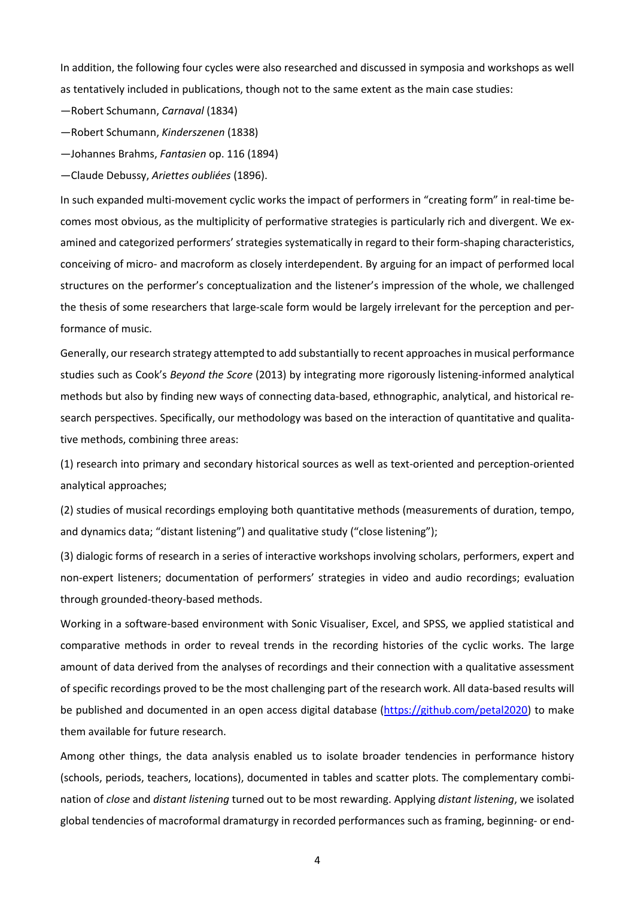In addition, the following four cycles were also researched and discussed in symposia and workshops as well as tentatively included in publications, though not to the same extent as the main case studies:

—Robert Schumann, *Carnaval* (1834)

—Robert Schumann, *Kinderszenen* (1838)

—Johannes Brahms, *Fantasien* op. 116 (1894)

—Claude Debussy, *Ariettes oubliées* (1896).

In such expanded multi-movement cyclic works the impact of performers in "creating form" in real-time becomes most obvious, as the multiplicity of performative strategies is particularly rich and divergent. We examined and categorized performers' strategies systematically in regard to their form-shaping characteristics, conceiving of micro- and macroform as closely interdependent. By arguing for an impact of performed local structures on the performer's conceptualization and the listener's impression of the whole, we challenged the thesis of some researchers that large-scale form would be largely irrelevant for the perception and performance of music.

Generally, our research strategy attempted to add substantially to recent approaches in musical performance studies such as Cook's *Beyond the Score* (2013) by integrating more rigorously listening-informed analytical methods but also by finding new ways of connecting data-based, ethnographic, analytical, and historical research perspectives. Specifically, our methodology was based on the interaction of quantitative and qualitative methods, combining three areas:

(1) research into primary and secondary historical sources as well as text-oriented and perception-oriented analytical approaches;

(2) studies of musical recordings employing both quantitative methods (measurements of duration, tempo, and dynamics data; "distant listening") and qualitative study ("close listening");

(3) dialogic forms of research in a series of interactive workshops involving scholars, performers, expert and non-expert listeners; documentation of performers' strategies in video and audio recordings; evaluation through grounded-theory-based methods.

Working in a software-based environment with Sonic Visualiser, Excel, and SPSS, we applied statistical and comparative methods in order to reveal trends in the recording histories of the cyclic works. The large amount of data derived from the analyses of recordings and their connection with a qualitative assessment of specific recordings proved to be the most challenging part of the research work. All data-based results will be published and documented in an open access digital database ([https://github.com/petal2020](https://github.com/petal2020)) to make them available for future research.

Among other things, the data analysis enabled us to isolate broader tendencies in performance history (schools, periods, teachers, locations), documented in tables and scatter plots. The complementary combination of *close* and *distant listening* turned out to be most rewarding. Applying *distant listening*, we isolated global tendencies of macroformal dramaturgy in recorded performances such as framing, beginning- or end-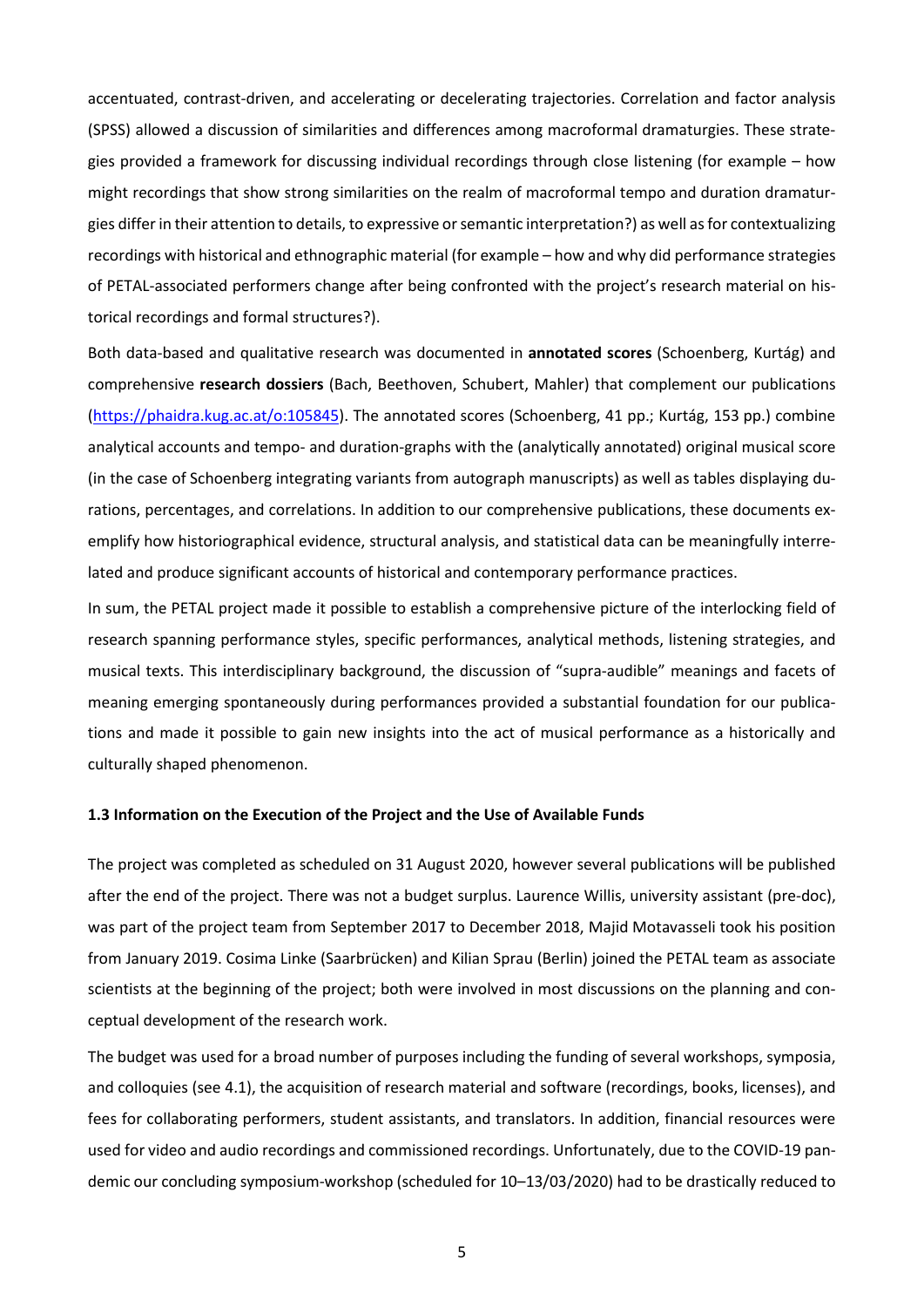accentuated, contrast-driven, and accelerating or decelerating trajectories. Correlation and factor analysis (SPSS) allowed a discussion of similarities and differences among macroformal dramaturgies. These strategies provided a framework for discussing individual recordings through close listening (for example – how might recordings that show strong similarities on the realm of macroformal tempo and duration dramaturgies differ in their attention to details, to expressive or semantic interpretation?) as well as for contextualizing recordings with historical and ethnographic material (for example – how and why did performance strategies of PETAL-associated performers change after being confronted with the project's research material on historical recordings and formal structures?).

Both data-based and qualitative research was documented in **annotated scores** (Schoenberg, Kurtág) and comprehensive **research dossiers** (Bach, Beethoven, Schubert, Mahler) that complement our publications (https://phaidra.kug.ac.at/o:105845). The annotated scores (Schoenberg, 41 pp.; Kurtág, 153 pp.) combine analytical accounts and tempo- and duration-graphs with the (analytically annotated) original musical score (in the case of Schoenberg integrating variants from autograph manuscripts) as well as tables displaying durations, percentages, and correlations. In addition to our comprehensive publications, these documents exemplify how historiographical evidence, structural analysis, and statistical data can be meaningfully interrelated and produce significant accounts of historical and contemporary performance practices.

In sum, the PETAL project made it possible to establish a comprehensive picture of the interlocking field of research spanning performance styles, specific performances, analytical methods, listening strategies, and musical texts. This interdisciplinary background, the discussion of "supra-audible" meanings and facets of meaning emerging spontaneously during performances provided a substantial foundation for our publications and made it possible to gain new insights into the act of musical performance as a historically and culturally shaped phenomenon.

### 1.3 Information on the Execution of the Project and the Use of Available Funds

The project was completed as scheduled on 31 August 2020, however several publications will be published after the end of the project. There was not a budget surplus. Laurence Willis, university assistant (pre-doc), was part of the project team from September 2017 to December 2018, Majid Motavasseli took his position from January 2019. Cosima Linke (Saarbrücken) and Kilian Sprau (Berlin) joined the PETAL team as associate scientists at the beginning of the project; both were involved in most discussions on the planning and conceptual development of the research work.

The budget was used for a broad number of purposes including the funding of several workshops, symposia, and colloquies (see 4.1), the acquisition of research material and software (recordings, books, licenses), and fees for collaborating performers, student assistants, and translators. In addition, financial resources were used for video and audio recordings and commissioned recordings. Unfortunately, due to the COVID-19 pandemic our concluding symposium-workshop (scheduled for 10–13/03/2020) had to be drastically reduced to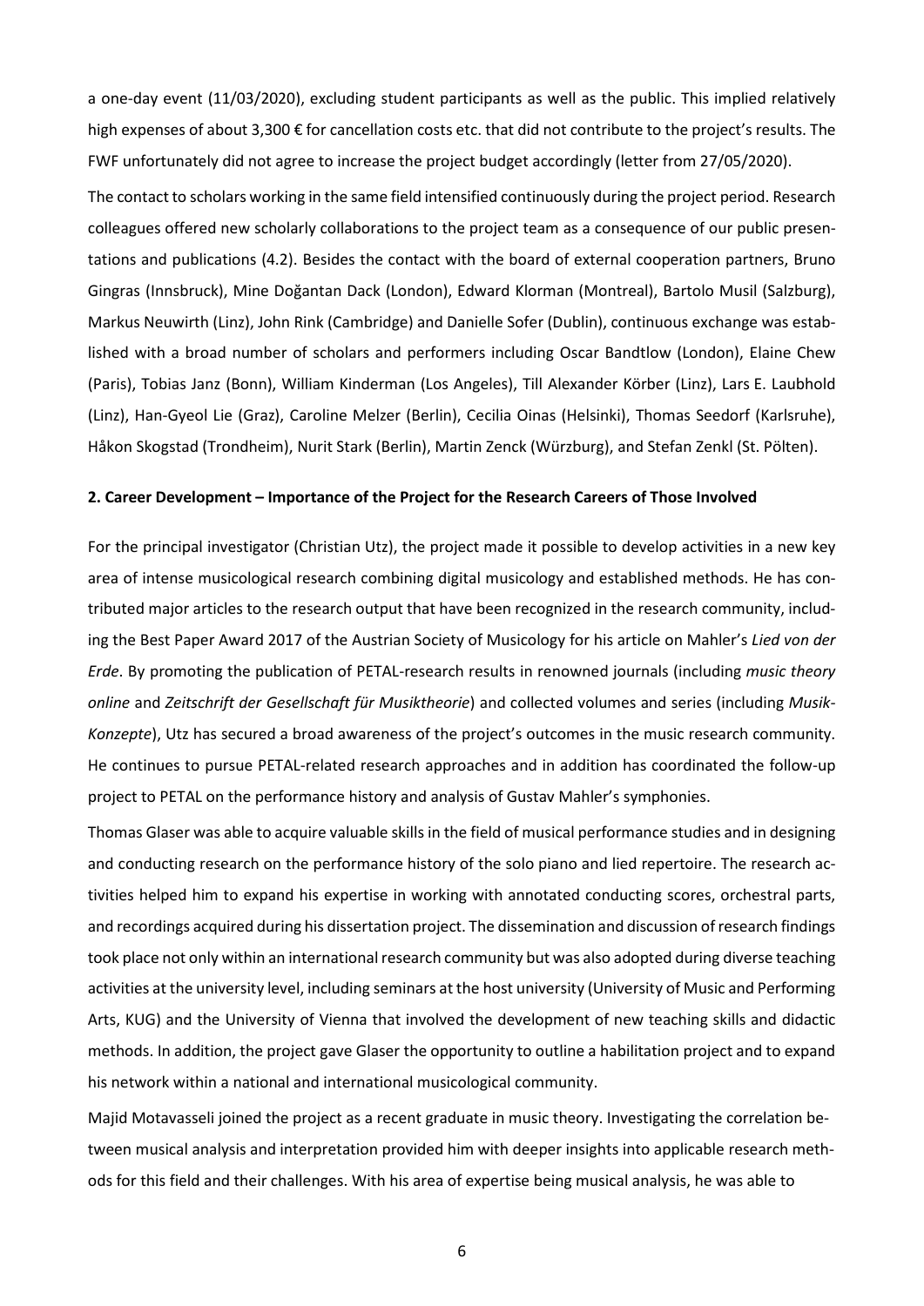a one-day event (11/03/2020), excluding student participants as well as the public. This implied relatively high expenses of about 3,300 € for cancellation costs etc. that did not contribute to the project's results. The FWF unfortunately did not agree to increase the project budget accordingly (letter from 27/05/2020).

The contact to scholars working in the same field intensified continuously during the project period. Research colleagues offered new scholarly collaborations to the project team as a consequence of our public presentations and publications (4.2). Besides the contact with the board of external cooperation partners, Bruno Gingras (Innsbruck), Mine Doğantan Dack (London), Edward Klorman (Montreal), Bartolo Musil (Salzburg), Markus Neuwirth (Linz), John Rink (Cambridge) and Danielle Sofer (Dublin), continuous exchange was established with a broad number of scholars and performers including Oscar Bandtlow (London), Elaine Chew (Paris), Tobias Janz (Bonn), William Kinderman (Los Angeles), Till Alexander Körber (Linz), Lars E. Laubhold (Linz), Han-Gyeol Lie (Graz), Caroline Melzer (Berlin), Cecilia Oinas (Helsinki), Thomas Seedorf (Karlsruhe), Håkon Skogstad (Trondheim), Nurit Stark (Berlin), Martin Zenck (Würzburg), and Stefan Zenkl (St. Pölten).

## 2. Career Development – Importance of the Project for the Research Careers of Those Involved

For the principal investigator (Christian Utz), the project made it possible to develop activities in a new key area of intense musicological research combining digital musicology and established methods. He has contributed major articles to the research output that have been recognized in the research community, including the Best Paper Award 2017 of the Austrian Society of Musicology for his article on Mahler's *Lied von der Erde*. By promoting the publication of PETAL-research results in renowned journals (including *music theory online* and *Zeitschrift der Gesellschaft für Musiktheorie*) and collected volumes and series (including *Musik-Konzepte*), Utz has secured a broad awareness of the project's outcomes in the music research community. He continues to pursue PETAL-related research approaches and in addition has coordinated the follow-up project to PETAL on the performance history and analysis of Gustav Mahler's symphonies.

Thomas Glaser was able to acquire valuable skills in the field of musical performance studies and in designing and conducting research on the performance history of the solo piano and lied repertoire. The research activities helped him to expand his expertise in working with annotated conducting scores, orchestral parts, and recordings acquired during his dissertation project. The dissemination and discussion of research findings took place not only within an international research community but was also adopted during diverse teaching activities at the university level, including seminars at the host university (University of Music and Performing Arts, KUG) and the University of Vienna that involved the development of new teaching skills and didactic methods. In addition, the project gave Glaser the opportunity to outline a habilitation project and to expand his network within a national and international musicological community.

Majid Motavasseli joined the project as a recent graduate in music theory. Investigating the correlation between musical analysis and interpretation provided him with deeper insights into applicable research methods for this field and their challenges. With his area of expertise being musical analysis, he was able to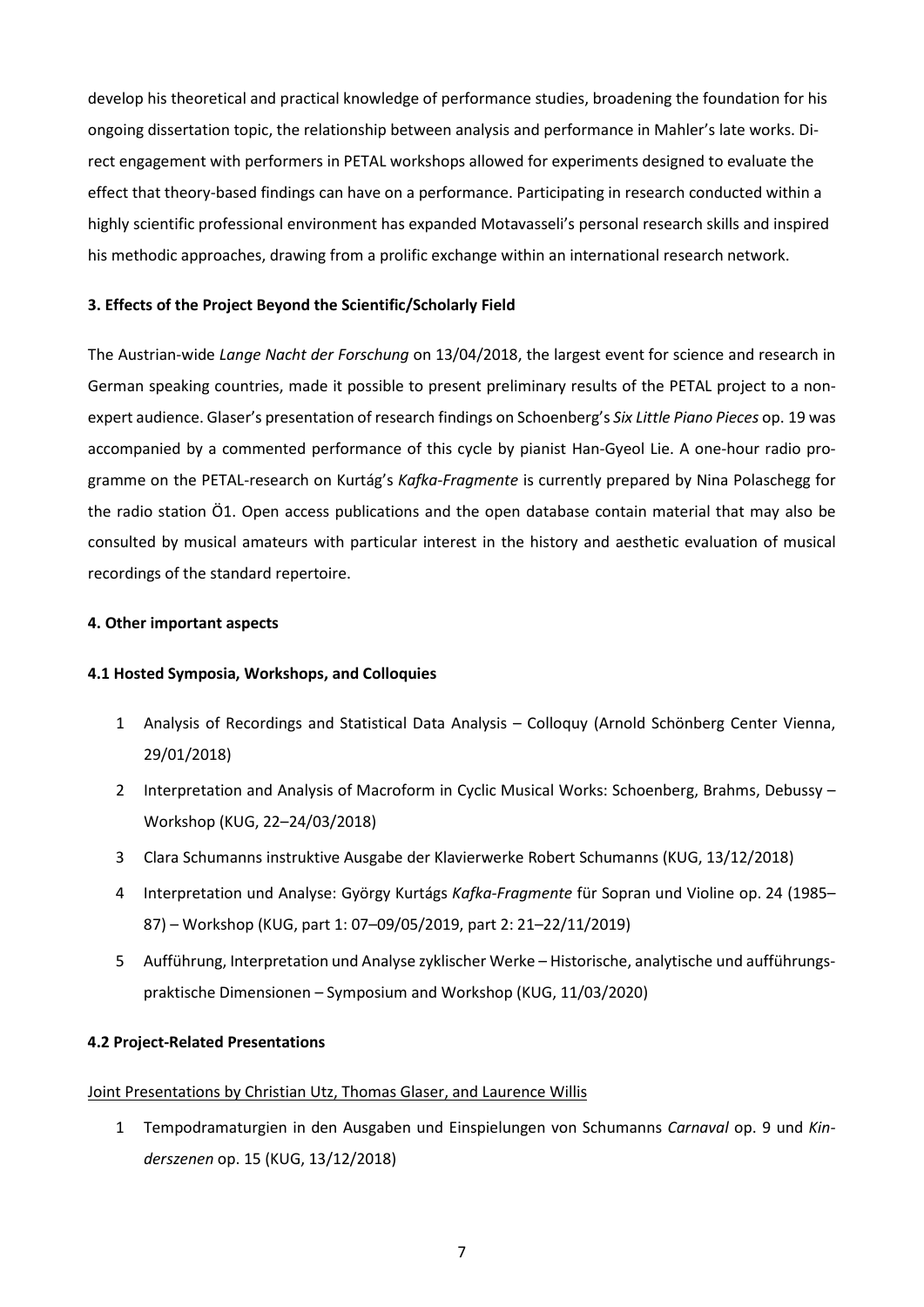develop his theoretical and practical knowledge of performance studies, broadening the foundation for his ongoing dissertation topic, the relationship between analysis and performance in Mahler's late works. Direct engagement with performers in PETAL workshops allowed for experiments designed to evaluate the effect that theory-based findings can have on a performance. Participating in research conducted within a highly scientific professional environment has expanded Motavasseli's personal research skills and inspired his methodic approaches, drawing from a prolific exchange within an international research network.

### 3. Effects of the Project Beyond the Scientific/Scholarly Field

The Austrian-wide *Lange Nacht der Forschung* on 13/04/2018, the largest event for science and research in German speaking countries, made it possible to present preliminary results of the PETAL project to a non-expert audience. Glaser's presentation of research findings on Schoenberg's *Six Little Piano Pieces* op. 19 was accompanied by a commented performance of this cycle by pianist Han-Gyeol Lie. A one-hour radio programme on the PETAL-research on Kurtág's *Kafka-Fragmente* is currently prepared by Nina Polaschegg for the radio station Ö1. Open access publications and the open database contain material that may also be consulted by musical amateurs with particular interest in the history and aesthetic evaluation of musical recordings of the standard repertoire.

### 4. Other important aspects

#### 4.1 Hosted Symposia, Workshops, and Colloquies

1. Analysis of Recordings and Statistical Data Analysis – Colloquy (Arnold Schönberg Center Vienna, 29/01/2018)
2. Interpretation and Analysis of Macroform in Cyclic Musical Works: Schoenberg, Brahms, Debussy – Workshop (KUG, 22–24/03/2018)
3. Clara Schumanns instruktive Ausgabe der Klavierwerke Robert Schumanns (KUG, 13/12/2018)
4. Interpretation und Analyse: György Kurtágs *Kafka-Fragmente* für Sopran und Violine op. 24 (1985–87) – Workshop (KUG, part 1: 07–09/05/2019, part 2: 21–22/11/2019)
5. Aufführung, Interpretation und Analyse zyklischer Werke – Historische, analytische und aufführungspraktische Dimensionen – Symposium and Workshop (KUG, 11/03/2020)

#### 4.2 Project-Related Presentations

<u>Joint Presentations by Christian Utz, Thomas Glaser, and Laurence Willis</u>

1. Tempodramaturgien in den Ausgaben und Einspielungen von Schumanns *Carnaval* op. 9 und *Kinderszenen* op. 15 (KUG, 13/12/2018)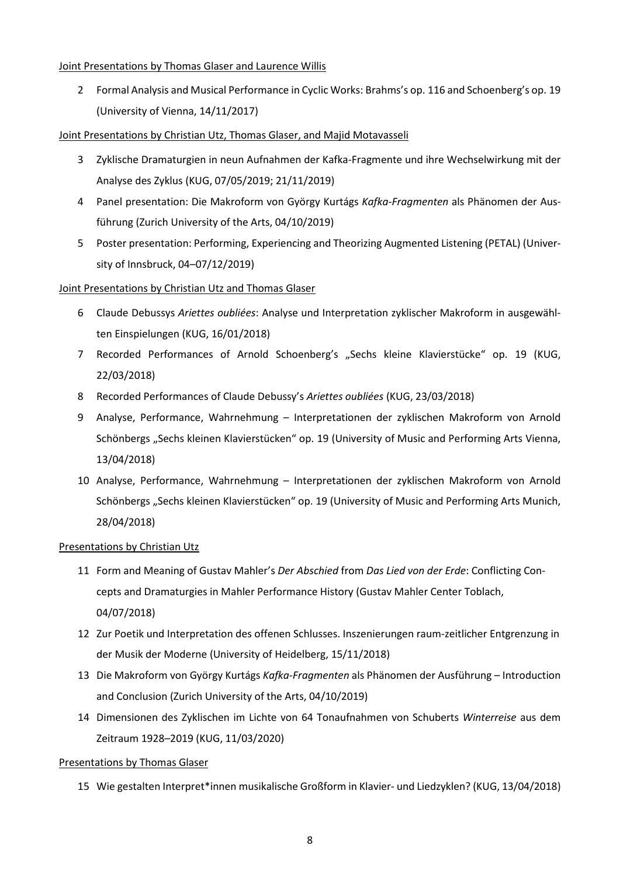Joint Presentations by Thomas Glaser and Laurence Willis

2 Formal Analysis and Musical Performance in Cyclic Works: Brahms's op. 116 and Schoenberg's op. 19 (University of Vienna, 14/11/2017)

Joint Presentations by Christian Utz, Thomas Glaser, and Majid Motavasseli

3 Zyklische Dramaturgien in neun Aufnahmen der Kafka-Fragmente und ihre Wechselwirkung mit der Analyse des Zyklus (KUG, 07/05/2019; 21/11/2019)

4 Panel presentation: Die Makroform von György Kurtágs *Kafka-Fragmenten* als Phänomen der Ausführung (Zurich University of the Arts, 04/10/2019)

5 Poster presentation: Performing, Experiencing and Theorizing Augmented Listening (PETAL) (University of Innsbruck, 04–07/12/2019)

Joint Presentations by Christian Utz and Thomas Glaser

6 Claude Debussys *Ariettes oubliées*: Analyse und Interpretation zyklischer Makroform in ausgewählten Einspielungen (KUG, 16/01/2018)

7 Recorded Performances of Arnold Schoenberg's „Sechs kleine Klavierstücke" op. 19 (KUG, 22/03/2018)

8 Recorded Performances of Claude Debussy's *Ariettes oubliées* (KUG, 23/03/2018)

9 Analyse, Performance, Wahrnehmung – Interpretationen der zyklischen Makroform von Arnold Schönbergs „Sechs kleinen Klavierstücken" op. 19 (University of Music and Performing Arts Vienna, 13/04/2018)

10 Analyse, Performance, Wahrnehmung – Interpretationen der zyklischen Makroform von Arnold Schönbergs „Sechs kleinen Klavierstücken" op. 19 (University of Music and Performing Arts Munich, 28/04/2018)

Presentations by Christian Utz

11 Form and Meaning of Gustav Mahler's *Der Abschied* from *Das Lied von der Erde*: Conflicting Concepts and Dramaturgies in Mahler Performance History (Gustav Mahler Center Toblach, 04/07/2018)

12 Zur Poetik und Interpretation des offenen Schlusses. Inszenierungen raum-zeitlicher Entgrenzung in der Musik der Moderne (University of Heidelberg, 15/11/2018)

13 Die Makroform von György Kurtágs *Kafka-Fragmenten* als Phänomen der Ausführung – Introduction and Conclusion (Zurich University of the Arts, 04/10/2019)

14 Dimensionen des Zyklischen im Lichte von 64 Tonaufnahmen von Schuberts *Winterreise* aus dem Zeitraum 1928–2019 (KUG, 11/03/2020)

Presentations by Thomas Glaser

15 Wie gestalten Interpret*innen musikalische Großform in Klavier- und Liedzyklen? (KUG, 13/04/2018)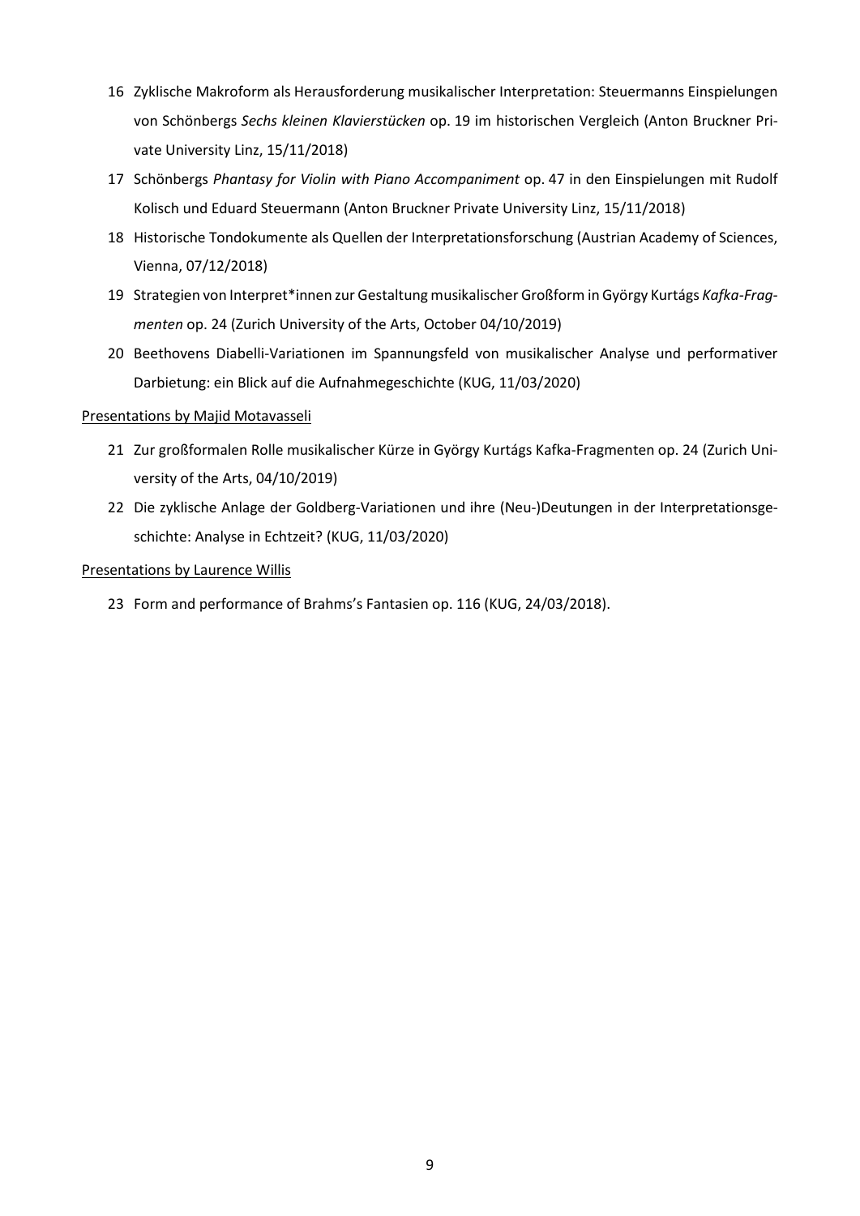16 Zyklische Makroform als Herausforderung musikalischer Interpretation: Steuermanns Einspielungen von Schönbergs *Sechs kleinen Klavierstücken* op. 19 im historischen Vergleich (Anton Bruckner Private University Linz, 15/11/2018)

17 Schönbergs *Phantasy for Violin with Piano Accompaniment* op. 47 in den Einspielungen mit Rudolf Kolisch und Eduard Steuermann (Anton Bruckner Private University Linz, 15/11/2018)

18 Historische Tondokumente als Quellen der Interpretationsforschung (Austrian Academy of Sciences, Vienna, 07/12/2018)

19 Strategien von Interpret*innen zur Gestaltung musikalischer Großform in György Kurtágs *Kafka-Fragmenten* op. 24 (Zurich University of the Arts, October 04/10/2019)

20 Beethovens Diabelli-Variationen im Spannungsfeld von musikalischer Analyse und performativer Darbietung: ein Blick auf die Aufnahmegeschichte (KUG, 11/03/2020)

<u>Presentations by Majid Motavasseli</u>

21 Zur großformalen Rolle musikalischer Kürze in György Kurtágs Kafka-Fragmenten op. 24 (Zurich University of the Arts, 04/10/2019)

22 Die zyklische Anlage der Goldberg-Variationen und ihre (Neu-)Deutungen in der Interpretationsgeschichte: Analyse in Echtzeit? (KUG, 11/03/2020)

<u>Presentations by Laurence Willis</u>

23 Form and performance of Brahms's Fantasien op. 116 (KUG, 24/03/2018).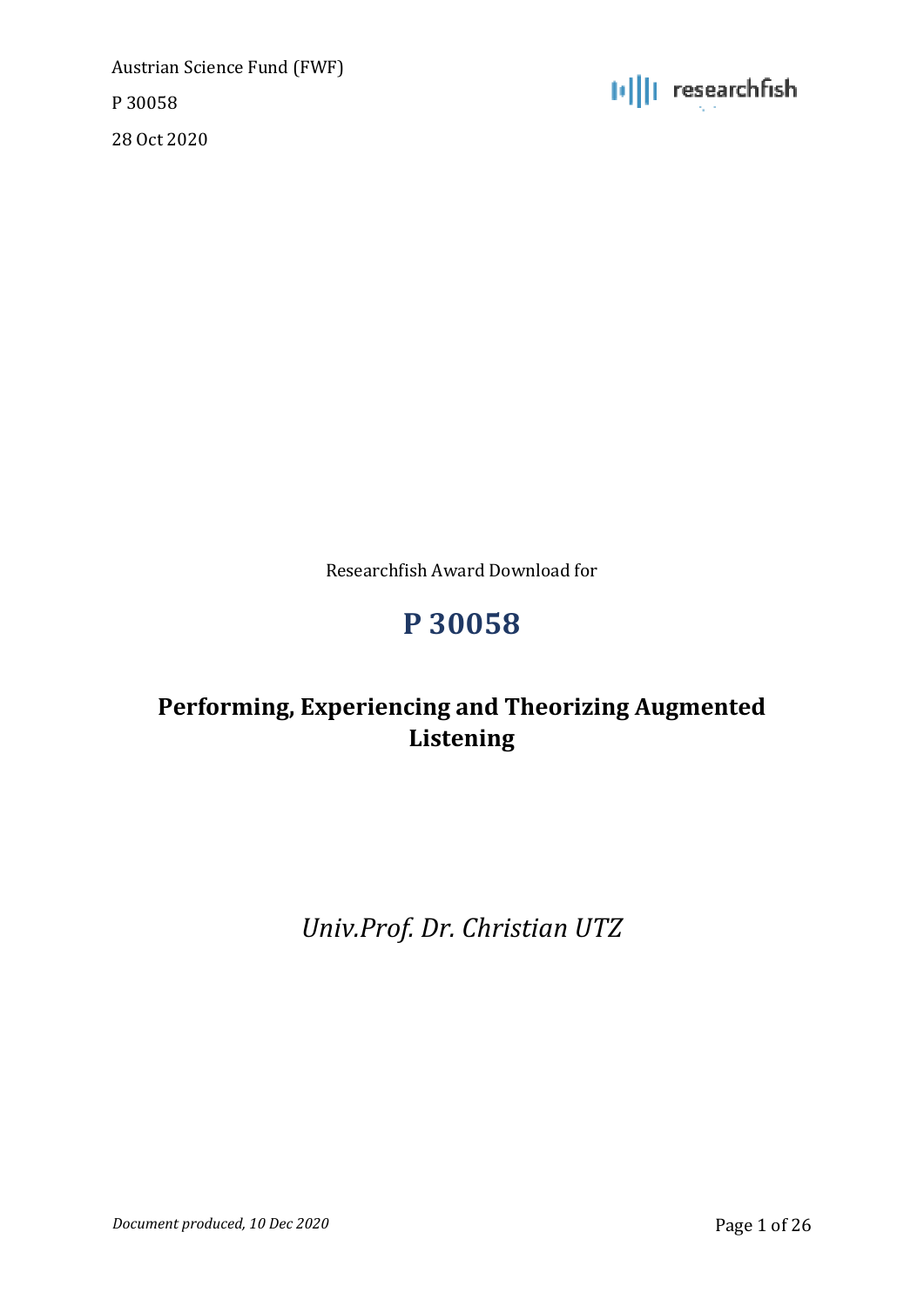Austrian Science Fund (FWF)

P 30058

28 Oct 2020

Researchfish Award Download for

# P 30058

## Performing, Experiencing and Theorizing Augmented Listening

*Univ.Prof. Dr. Christian UTZ*

*Document produced, 10 Dec 2020*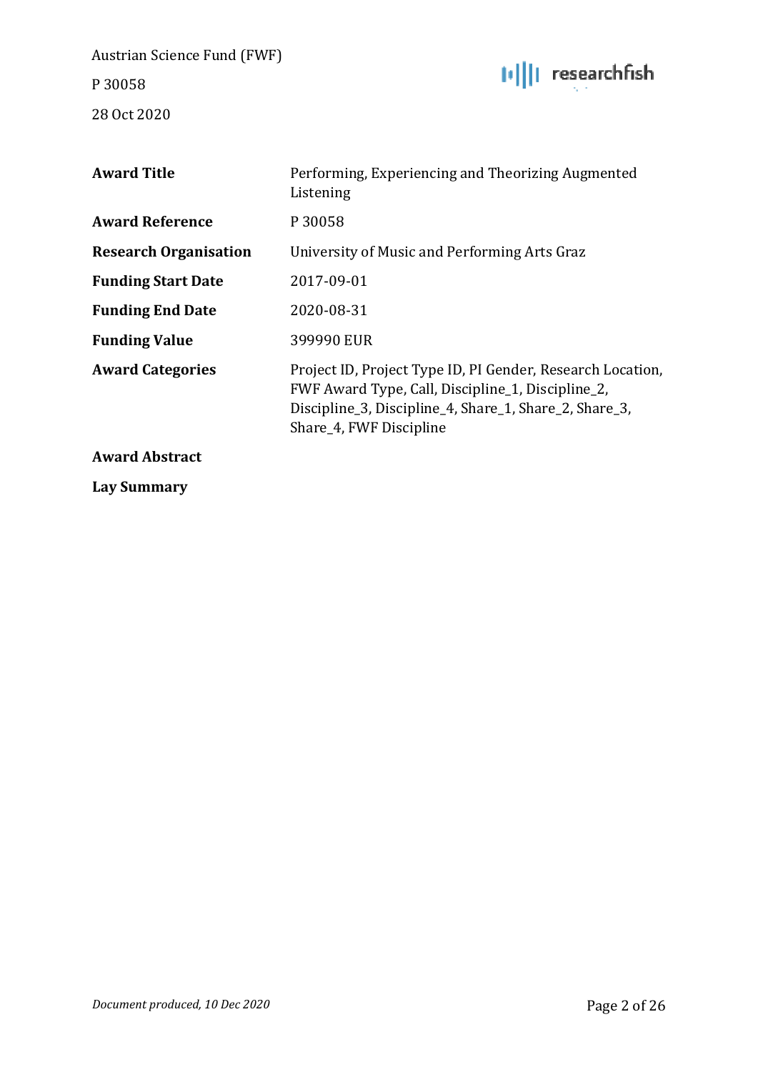| | |
|---|---|
| **Award Title** | Performing, Experiencing and Theorizing Augmented Listening |
| **Award Reference** | P 30058 |
| **Research Organisation** | University of Music and Performing Arts Graz |
| **Funding Start Date** | 2017-09-01 |
| **Funding End Date** | 2020-08-31 |
| **Funding Value** | 399990 EUR |
| **Award Categories** | Project ID, Project Type ID, PI Gender, Research Location, FWF Award Type, Call, Discipline_1, Discipline_2, Discipline_3, Discipline_4, Share_1, Share_2, Share_3, Share_4, FWF Discipline |
| **Award Abstract** | |
| **Lay Summary** | |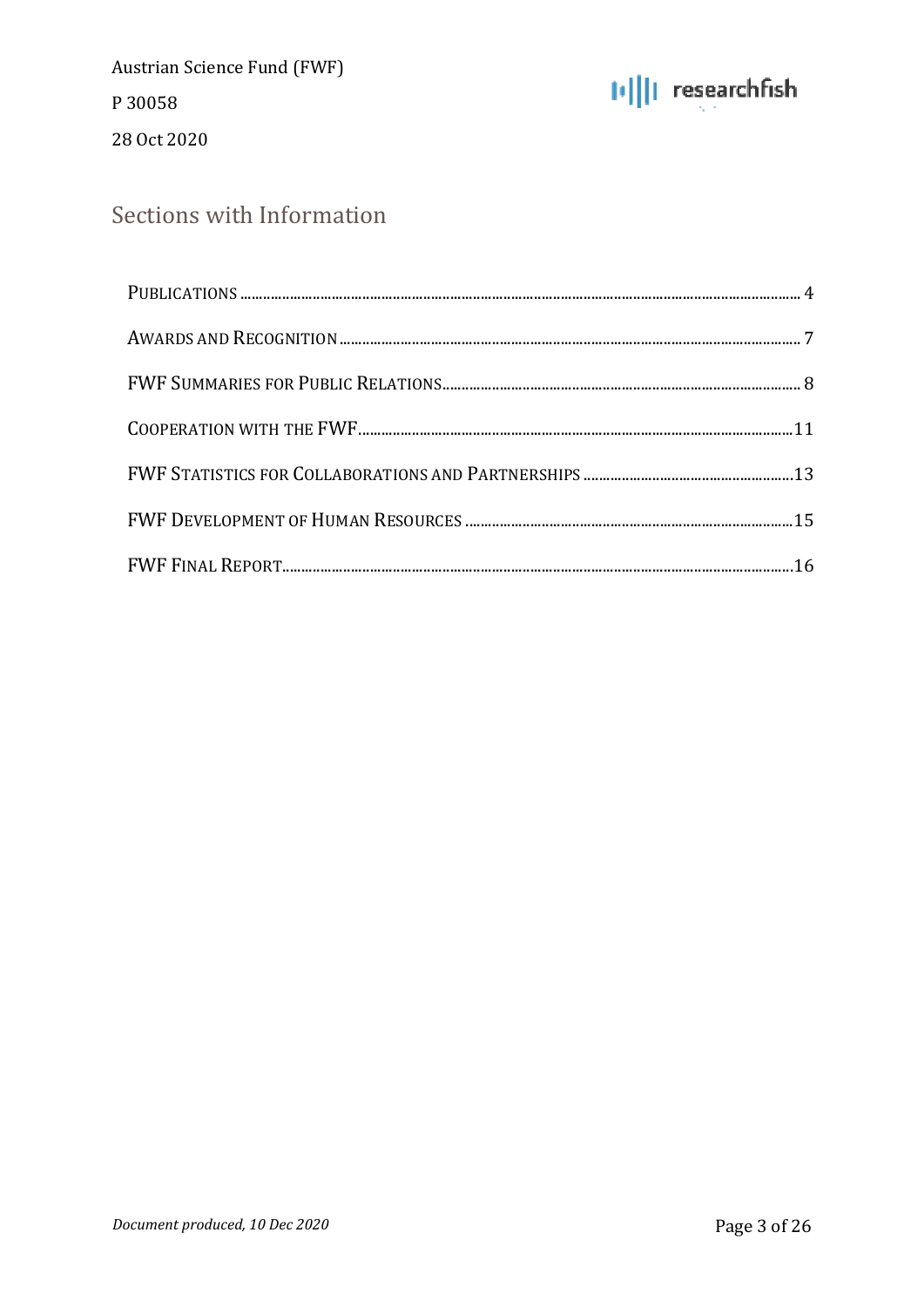Austrian Science Fund (FWF)

P 30058

28 Oct 2020

## Sections with Information

- Publications ... 4
- Awards and Recognition ... 7
- FWF Summaries for Public Relations ... 8
- Cooperation with the FWF ... 11
- FWF Statistics for Collaborations and Partnerships ... 13
- FWF Development of Human Resources ... 15
- FWF Final Report ... 16

*Document produced, 10 Dec 2020*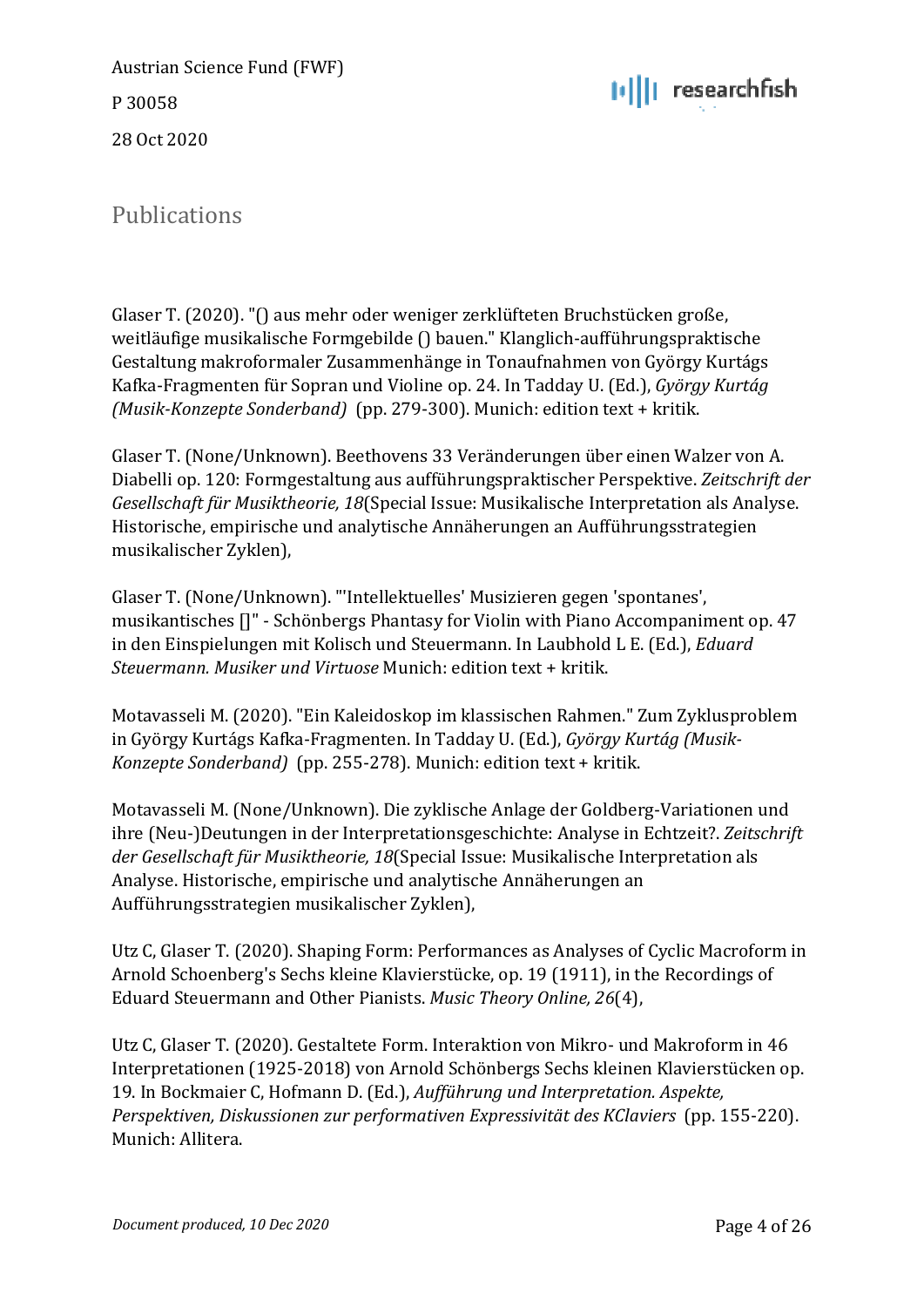Austrian Science Fund (FWF)

P 30058

28 Oct 2020

## Publications

Glaser T. (2020). "() aus mehr oder weniger zerklüfteten Bruchstücken große, weitläufige musikalische Formgebilde () bauen." Klanglich-aufführungspraktische Gestaltung makroformaler Zusammenhänge in Tonaufnahmen von György Kurtágs Kafka-Fragmenten für Sopran und Violine op. 24. In Tadday U. (Ed.), *György Kurtág (Musik-Konzepte Sonderband)* (pp. 279-300). Munich: edition text + kritik.

Glaser T. (None/Unknown). Beethovens 33 Veränderungen über einen Walzer von A. Diabelli op. 120: Formgestaltung aus aufführungspraktischer Perspektive. *Zeitschrift der Gesellschaft für Musiktheorie, 18*(Special Issue: Musikalische Interpretation als Analyse. Historische, empirische und analytische Annäherungen an Aufführungsstrategien musikalischer Zyklen),

Glaser T. (None/Unknown). "'Intellektuelles' Musizieren gegen 'spontanes', musikantisches []" - Schönbergs Phantasy for Violin with Piano Accompaniment op. 47 in den Einspielungen mit Kolisch und Steuermann. In Laubhold L E. (Ed.), *Eduard Steuermann. Musiker und Virtuose* Munich: edition text + kritik.

Motavasseli M. (2020). "Ein Kaleidoskop im klassischen Rahmen." Zum Zyklusproblem in György Kurtágs Kafka-Fragmenten. In Tadday U. (Ed.), *György Kurtág (Musik-Konzepte Sonderband)* (pp. 255-278). Munich: edition text + kritik.

Motavasseli M. (None/Unknown). Die zyklische Anlage der Goldberg-Variationen und ihre (Neu-)Deutungen in der Interpretationsgeschichte: Analyse in Echtzeit?. *Zeitschrift der Gesellschaft für Musiktheorie, 18*(Special Issue: Musikalische Interpretation als Analyse. Historische, empirische und analytische Annäherungen an Aufführungsstrategien musikalischer Zyklen),

Utz C, Glaser T. (2020). Shaping Form: Performances as Analyses of Cyclic Macroform in Arnold Schoenberg's Sechs kleine Klavierstücke, op. 19 (1911), in the Recordings of Eduard Steuermann and Other Pianists. *Music Theory Online, 26*(4),

Utz C, Glaser T. (2020). Gestaltete Form. Interaktion von Mikro- und Makroform in 46 Interpretationen (1925-2018) von Arnold Schönbergs Sechs kleinen Klavierstücken op. 19. In Bockmaier C, Hofmann D. (Ed.), *Aufführung und Interpretation. Aspekte, Perspektiven, Diskussionen zur performativen Expressivität des KClaviers* (pp. 155-220). Munich: Allitera.

*Document produced, 10 Dec 2020*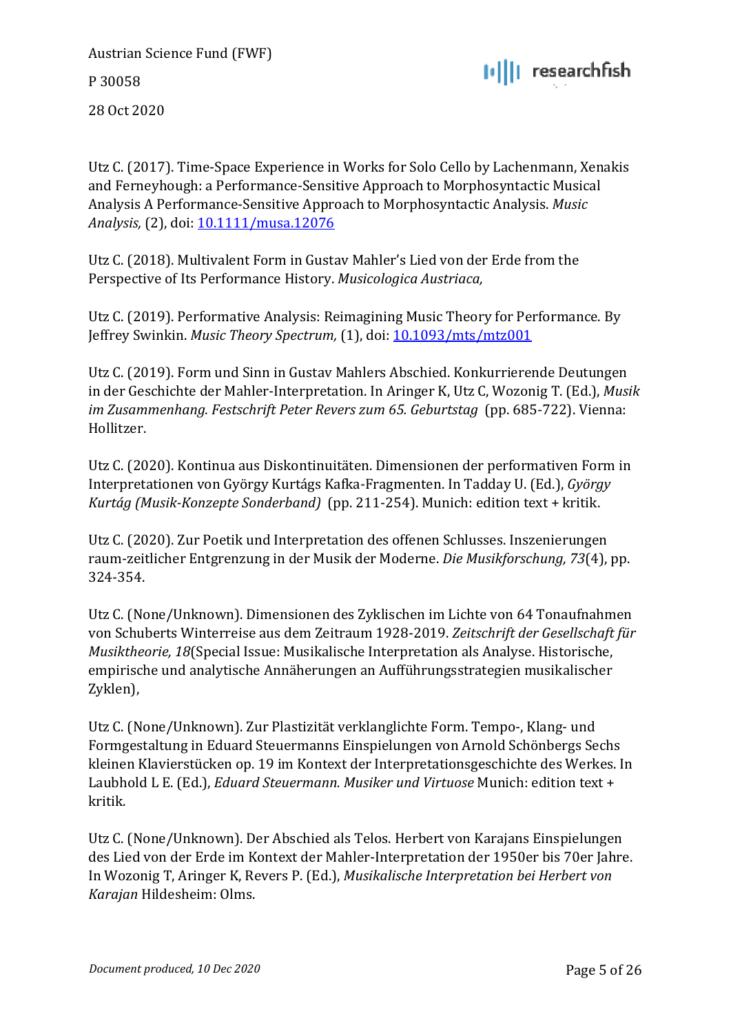Utz C. (2017). Time-Space Experience in Works for Solo Cello by Lachenmann, Xenakis and Ferneyhough: a Performance-Sensitive Approach to Morphosyntactic Musical Analysis A Performance-Sensitive Approach to Morphosyntactic Analysis. *Music Analysis,* (2), doi: [10.1111/musa.12076](10.1111/musa.12076)

Utz C. (2018). Multivalent Form in Gustav Mahler's Lied von der Erde from the Perspective of Its Performance History. *Musicologica Austriaca,*

Utz C. (2019). Performative Analysis: Reimagining Music Theory for Performance. By Jeffrey Swinkin. *Music Theory Spectrum,* (1), doi: [10.1093/mts/mtz001](10.1093/mts/mtz001)

Utz C. (2019). Form und Sinn in Gustav Mahlers Abschied. Konkurrierende Deutungen in der Geschichte der Mahler-Interpretation. In Aringer K, Utz C, Wozonig T. (Ed.), *Musik im Zusammenhang. Festschrift Peter Revers zum 65. Geburtstag* (pp. 685-722). Vienna: Hollitzer.

Utz C. (2020). Kontinua aus Diskontinuitäten. Dimensionen der performativen Form in Interpretationen von György Kurtágs Kafka-Fragmenten. In Taddav U. (Ed.), *György Kurtág (Musik-Konzepte Sonderband)* (pp. 211-254). Munich: edition text + kritik.

Utz C. (2020). Zur Poetik und Interpretation des offenen Schlusses. Inszenierungen raum-zeitlicher Entgrenzung in der Musik der Moderne. *Die Musikforschung, 73*(4), pp. 324-354.

Utz C. (None/Unknown). Dimensionen des Zyklischen im Lichte von 64 Tonaufnahmen von Schuberts Winterreise aus dem Zeitraum 1928-2019. *Zeitschrift der Gesellschaft für Musiktheorie, 18*(Special Issue: Musikalische Interpretation als Analyse. Historische, empirische und analytische Annäherungen an Aufführungsstrategien musikalischer Zyklen),

Utz C. (None/Unknown). Zur Plastizität verklanglichte Form. Tempo-, Klang- und Formgestaltung in Eduard Steuermanns Einspielungen von Arnold Schönbergs Sechs kleinen Klavierstücken op. 19 im Kontext der Interpretationsgeschichte des Werkes. In Laubhold L E. (Ed.), *Eduard Steuermann. Musiker und Virtuose* Munich: edition text + kritik.

Utz C. (None/Unknown). Der Abschied als Telos. Herbert von Karajans Einspielungen des Lied von der Erde im Kontext der Mahler-Interpretation der 1950er bis 70er Jahre. In Wozonig T, Aringer K, Revers P. (Ed.), *Musikalische Interpretation bei Herbert von Karajan* Hildesheim: Olms.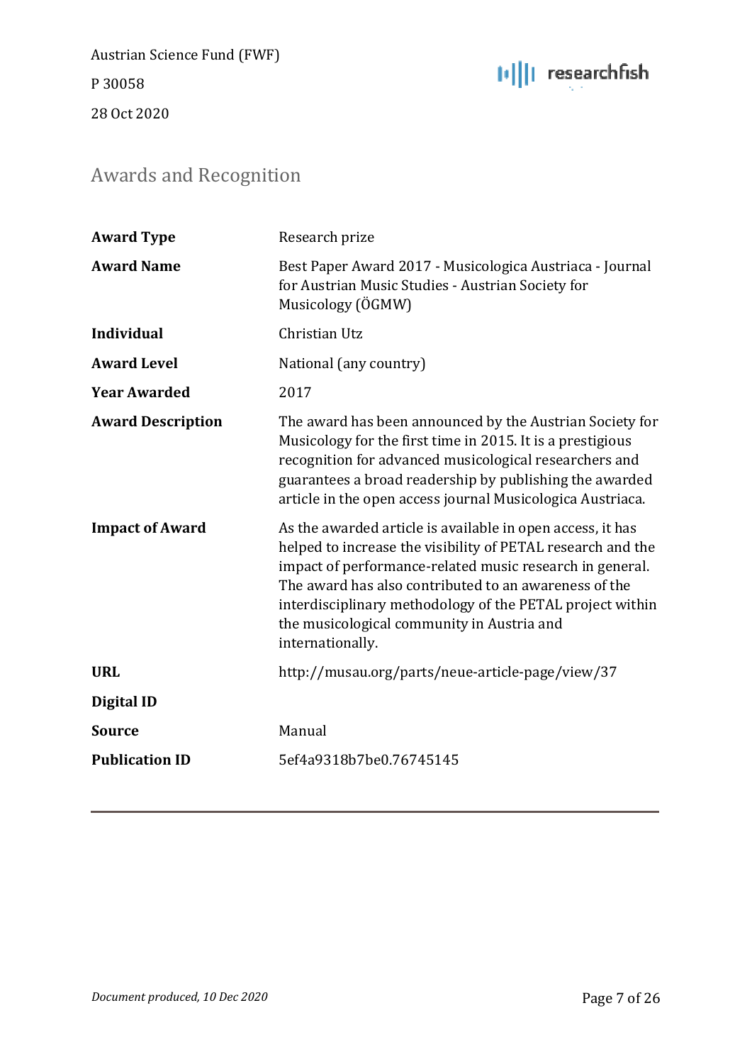## Awards and Recognition

| | |
|---|---|
| **Award Type** | Research prize |
| **Award Name** | Best Paper Award 2017 - Musicologica Austriaca - Journal for Austrian Music Studies - Austrian Society for Musicology (ÖGMW) |
| **Individual** | Christian Utz |
| **Award Level** | National (any country) |
| **Year Awarded** | 2017 |
| **Award Description** | The award has been announced by the Austrian Society for Musicology for the first time in 2015. It is a prestigious recognition for advanced musicological researchers and guarantees a broad readership by publishing the awarded article in the open access journal Musicologica Austriaca. |
| **Impact of Award** | As the awarded article is available in open access, it has helped to increase the visibility of PETAL research and the impact of performance-related music research in general. The award has also contributed to an awareness of the interdisciplinary methodology of the PETAL project within the musicological community in Austria and internationally. |
| **URL** | http://musau.org/parts/neue-article-page/view/37 |
| **Digital ID** | |
| **Source** | Manual |
| **Publication ID** | 5ef4a9318b7be0.76745145 |